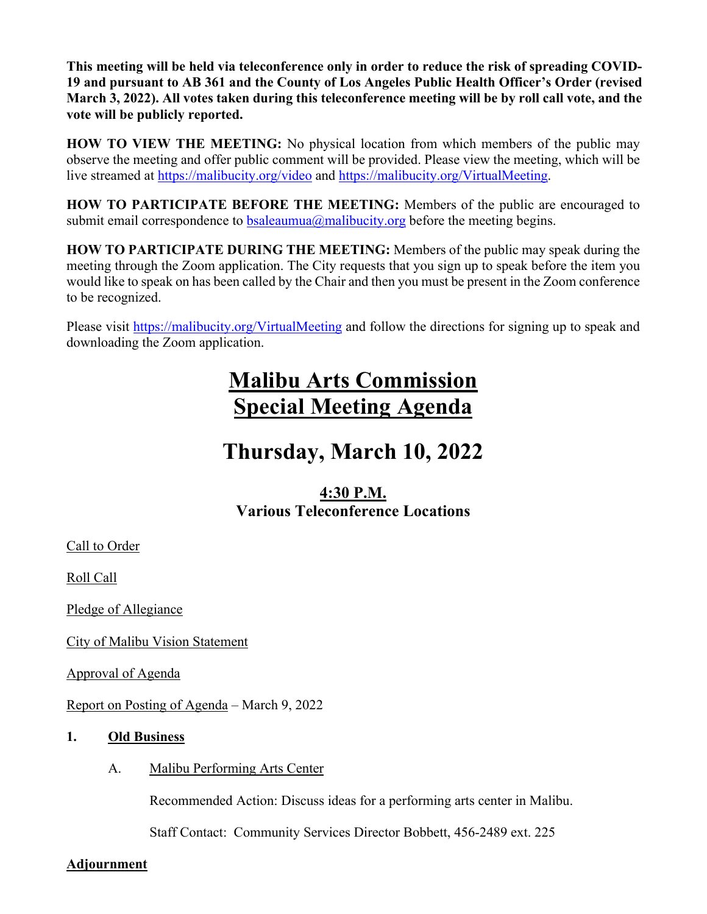**This meeting will be held via teleconference only in order to reduce the risk of spreading COVID-19 and pursuant to AB 361 and the County of Los Angeles Public Health Officer's Order (revised March 3, 2022). All votes taken during this teleconference meeting will be by roll call vote, and the vote will be publicly reported.**

**HOW TO VIEW THE MEETING:** No physical location from which members of the public may observe the meeting and offer public comment will be provided. Please view the meeting, which will be live streamed at https://malibucity.org/video and https://malibucity.org/VirtualMeeting.

**HOW TO PARTICIPATE BEFORE THE MEETING:** Members of the public are encouraged to submit email correspondence to bsaleaumua@malibucity.org before the meeting begins.

**HOW TO PARTICIPATE DURING THE MEETING:** Members of the public may speak during the meeting through the Zoom application. The City requests that you sign up to speak before the item you would like to speak on has been called by the Chair and then you must be present in the Zoom conference to be recognized.

Please visit https://malibucity.org/VirtualMeeting and follow the directions for signing up to speak and downloading the Zoom application.

# Malibu Arts Commission
# Special Meeting Agenda

## Thursday, March 10, 2022

### 4:30 P.M.
### Various Teleconference Locations

Call to Order

Roll Call

Pledge of Allegiance

City of Malibu Vision Statement

Approval of Agenda

Report on Posting of Agenda – March 9, 2022

**1. Old Business**

A. Malibu Performing Arts Center

Recommended Action: Discuss ideas for a performing arts center in Malibu.

Staff Contact: Community Services Director Bobbett, 456-2489 ext. 225

**Adjournment**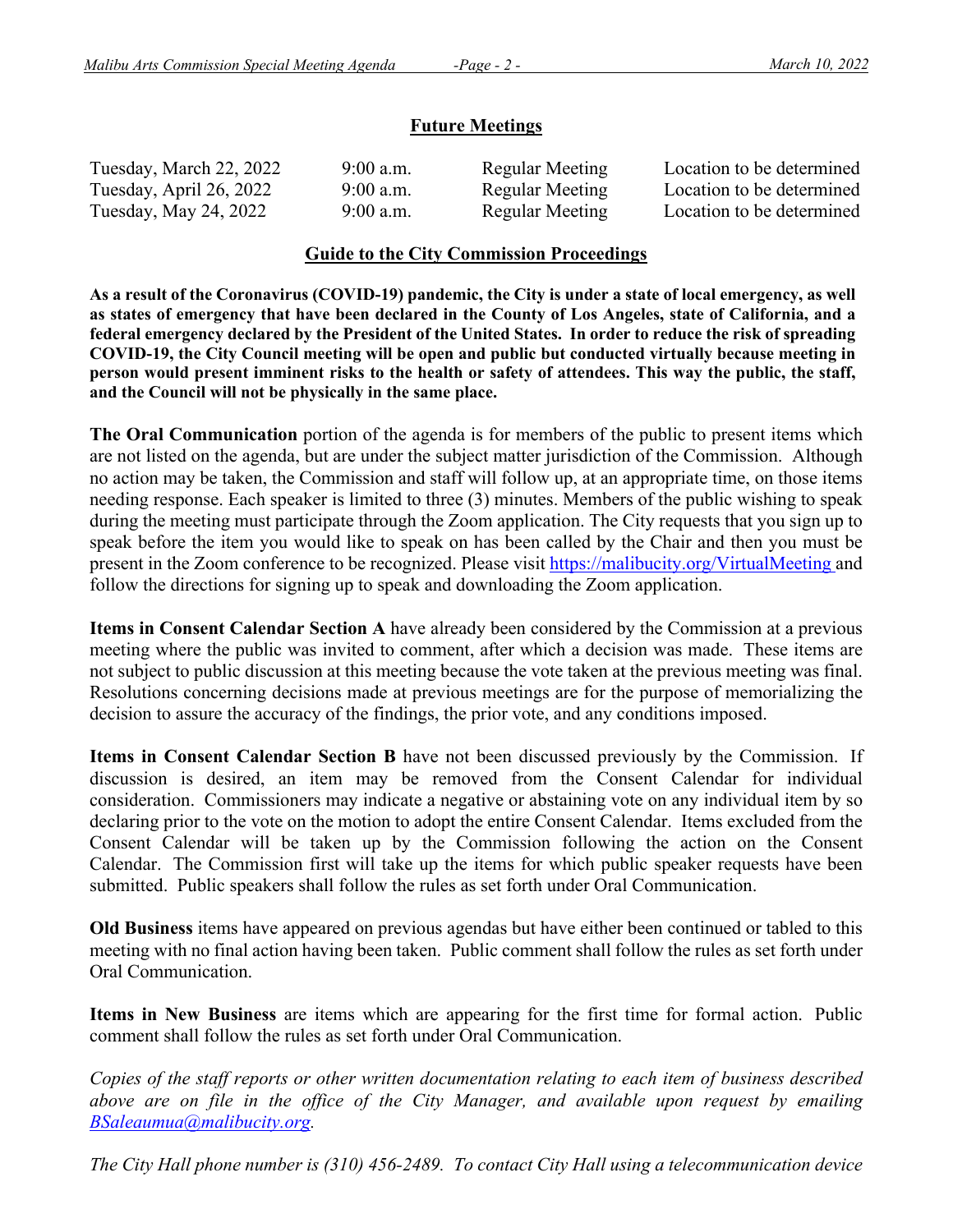## Future Meetings

| | | | |
|---|---|---|---|
| Tuesday, March 22, 2022 | 9:00 a.m. | Regular Meeting | Location to be determined |
| Tuesday, April 26, 2022 | 9:00 a.m. | Regular Meeting | Location to be determined |
| Tuesday, May 24, 2022 | 9:00 a.m. | Regular Meeting | Location to be determined |

## Guide to the City Commission Proceedings

**As a result of the Coronavirus (COVID-19) pandemic, the City is under a state of local emergency, as well as states of emergency that have been declared in the County of Los Angeles, state of California, and a federal emergency declared by the President of the United States. In order to reduce the risk of spreading COVID-19, the City Council meeting will be open and public but conducted virtually because meeting in person would present imminent risks to the health or safety of attendees. This way the public, the staff, and the Council will not be physically in the same place.**

**The Oral Communication** portion of the agenda is for members of the public to present items which are not listed on the agenda, but are under the subject matter jurisdiction of the Commission. Although no action may be taken, the Commission and staff will follow up, at an appropriate time, on those items needing response. Each speaker is limited to three (3) minutes. Members of the public wishing to speak during the meeting must participate through the Zoom application. The City requests that you sign up to speak before the item you would like to speak on has been called by the Chair and then you must be present in the Zoom conference to be recognized. Please visit https://malibucity.org/VirtualMeeting and follow the directions for signing up to speak and downloading the Zoom application.

**Items in Consent Calendar Section A** have already been considered by the Commission at a previous meeting where the public was invited to comment, after which a decision was made. These items are not subject to public discussion at this meeting because the vote taken at the previous meeting was final. Resolutions concerning decisions made at previous meetings are for the purpose of memorializing the decision to assure the accuracy of the findings, the prior vote, and any conditions imposed.

**Items in Consent Calendar Section B** have not been discussed previously by the Commission. If discussion is desired, an item may be removed from the Consent Calendar for individual consideration. Commissioners may indicate a negative or abstaining vote on any individual item by so declaring prior to the vote on the motion to adopt the entire Consent Calendar. Items excluded from the Consent Calendar will be taken up by the Commission following the action on the Consent Calendar. The Commission first will take up the items for which public speaker requests have been submitted. Public speakers shall follow the rules as set forth under Oral Communication.

**Old Business** items have appeared on previous agendas but have either been continued or tabled to this meeting with no final action having been taken. Public comment shall follow the rules as set forth under Oral Communication.

**Items in New Business** are items which are appearing for the first time for formal action. Public comment shall follow the rules as set forth under Oral Communication.

*Copies of the staff reports or other written documentation relating to each item of business described above are on file in the office of the City Manager, and available upon request by emailing BSaleaumua@malibucity.org.*

*The City Hall phone number is (310) 456-2489. To contact City Hall using a telecommunication device*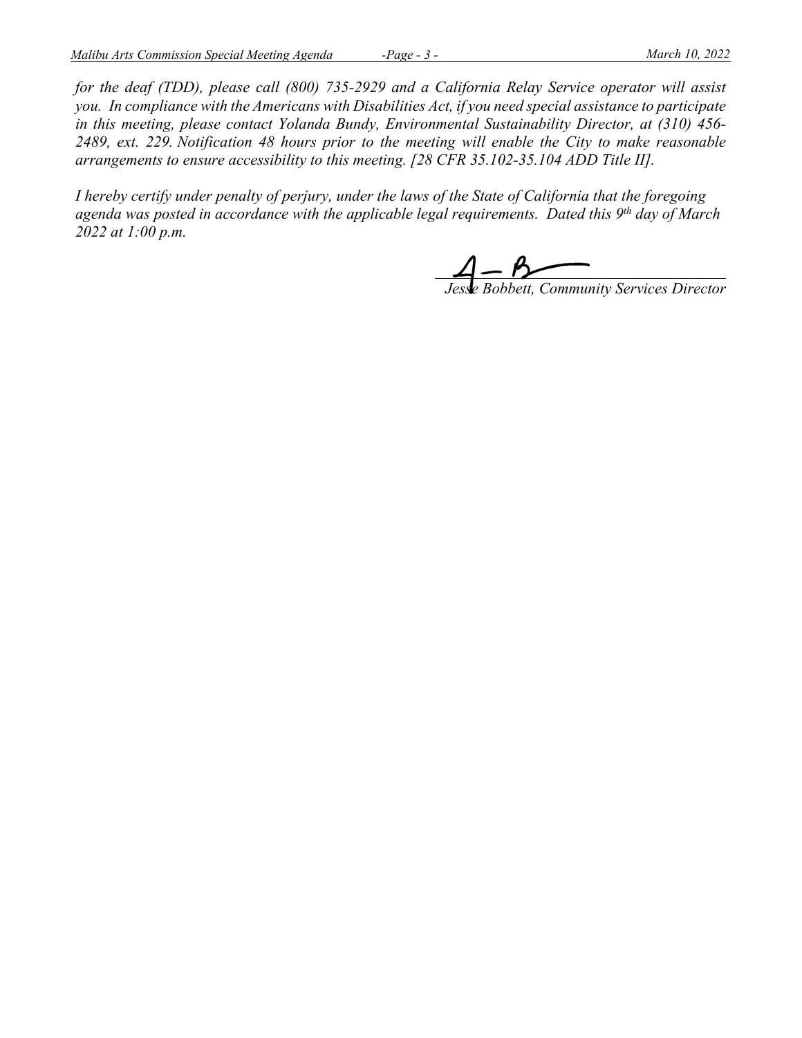*for the deaf (TDD), please call (800) 735-2929 and a California Relay Service operator will assist you. In compliance with the Americans with Disabilities Act, if you need special assistance to participate in this meeting, please contact Yolanda Bundy, Environmental Sustainability Director, at (310) 456-2489, ext. 229. Notification 48 hours prior to the meeting will enable the City to make reasonable arrangements to ensure accessibility to this meeting. [28 CFR 35.102-35.104 ADD Title II].*

*I hereby certify under penalty of perjury, under the laws of the State of California that the foregoing agenda was posted in accordance with the applicable legal requirements. Dated this 9th day of March 2022 at 1:00 p.m.*

*Jesse Bobbett, Community Services Director*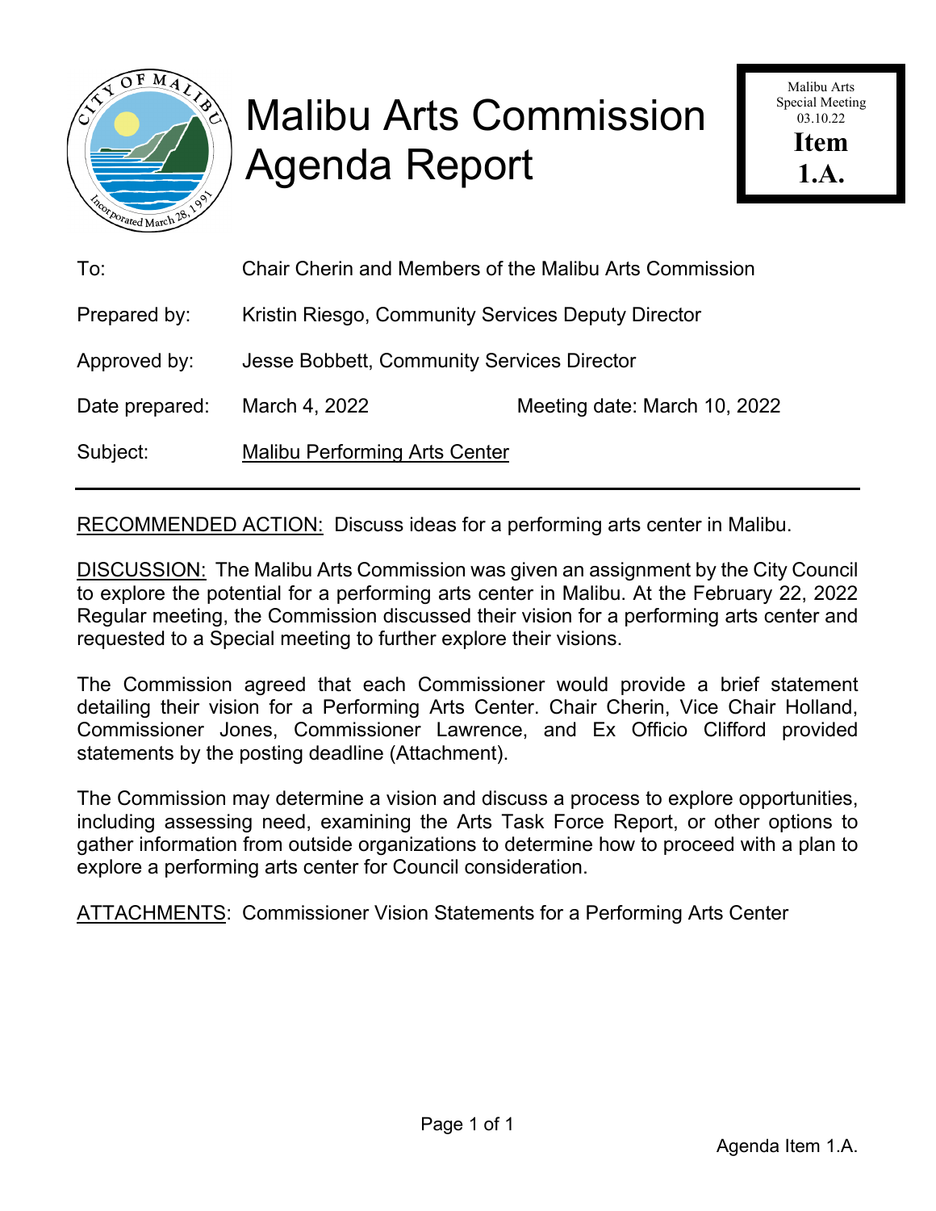# Malibu Arts Commission Agenda Report

Malibu Arts Special Meeting 03.10.22

**Item 1.A.**

| | |
|---|---|
| To: | Chair Cherin and Members of the Malibu Arts Commission |
| Prepared by: | Kristin Riesgo, Community Services Deputy Director |
| Approved by: | Jesse Bobbett, Community Services Director |
| Date prepared: | March 4, 2022 &nbsp;&nbsp;&nbsp;&nbsp; Meeting date: March 10, 2022 |
| Subject: | Malibu Performing Arts Center |

---

RECOMMENDED ACTION: Discuss ideas for a performing arts center in Malibu.

DISCUSSION: The Malibu Arts Commission was given an assignment by the City Council to explore the potential for a performing arts center in Malibu. At the February 22, 2022 Regular meeting, the Commission discussed their vision for a performing arts center and requested to a Special meeting to further explore their visions.

The Commission agreed that each Commissioner would provide a brief statement detailing their vision for a Performing Arts Center. Chair Cherin, Vice Chair Holland, Commissioner Jones, Commissioner Lawrence, and Ex Officio Clifford provided statements by the posting deadline (Attachment).

The Commission may determine a vision and discuss a process to explore opportunities, including assessing need, examining the Arts Task Force Report, or other options to gather information from outside organizations to determine how to proceed with a plan to explore a performing arts center for Council consideration.

ATTACHMENTS: Commissioner Vision Statements for a Performing Arts Center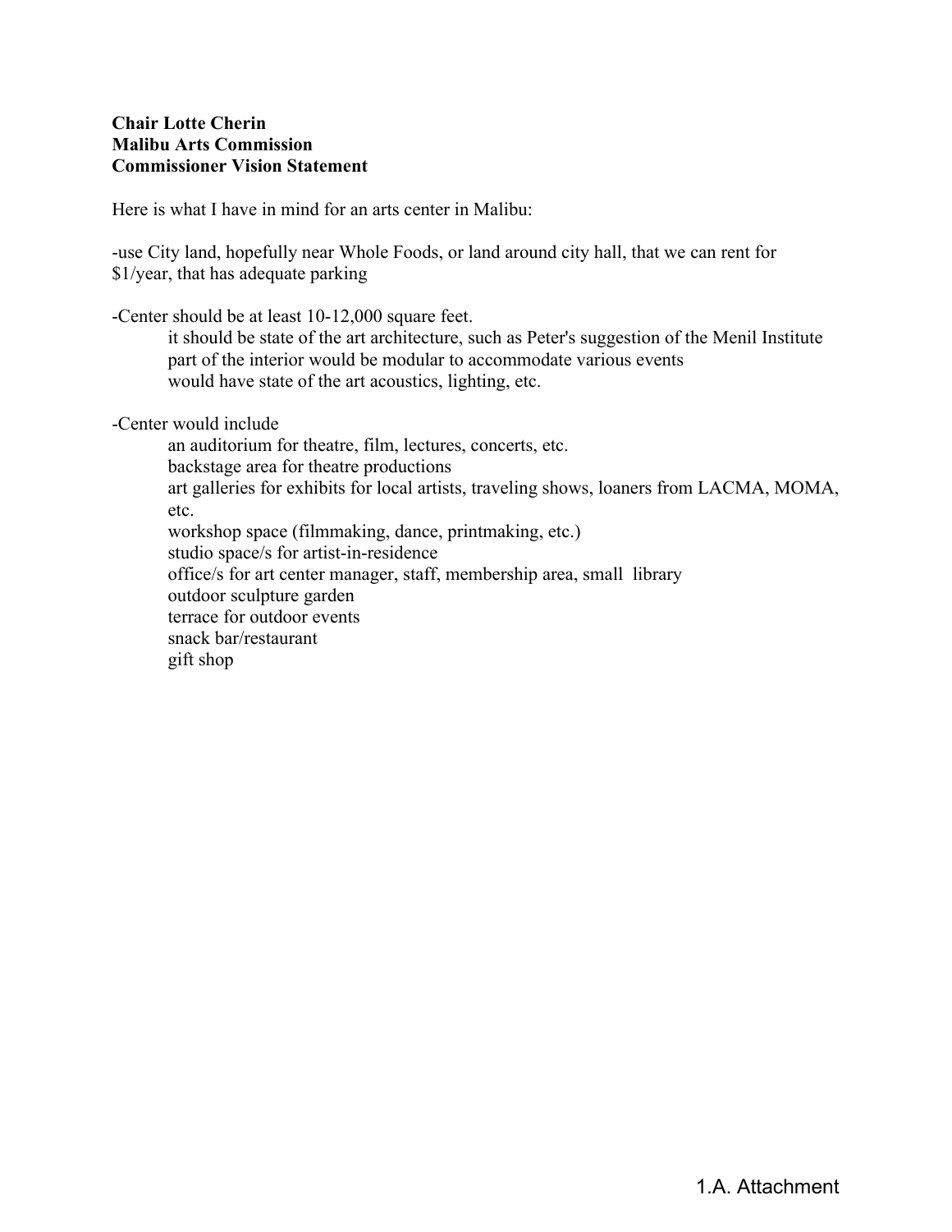**Chair Lotte Cherin**
**Malibu Arts Commission**
**Commissioner Vision Statement**

Here is what I have in mind for an arts center in Malibu:

-use City land, hopefully near Whole Foods, or land around city hall, that we can rent for $1/year, that has adequate parking

-Center should be at least 10-12,000 square feet.

- it should be state of the art architecture, such as Peter's suggestion of the Menil Institute
- part of the interior would be modular to accommodate various events
- would have state of the art acoustics, lighting, etc.

-Center would include

- an auditorium for theatre, film, lectures, concerts, etc.
- backstage area for theatre productions
- art galleries for exhibits for local artists, traveling shows, loaners from LACMA, MOMA, etc.
- workshop space (filmmaking, dance, printmaking, etc.)
- studio space/s for artist-in-residence
- office/s for art center manager, staff, membership area, small library
- outdoor sculpture garden
- terrace for outdoor events
- snack bar/restaurant
- gift shop

1.A. Attachment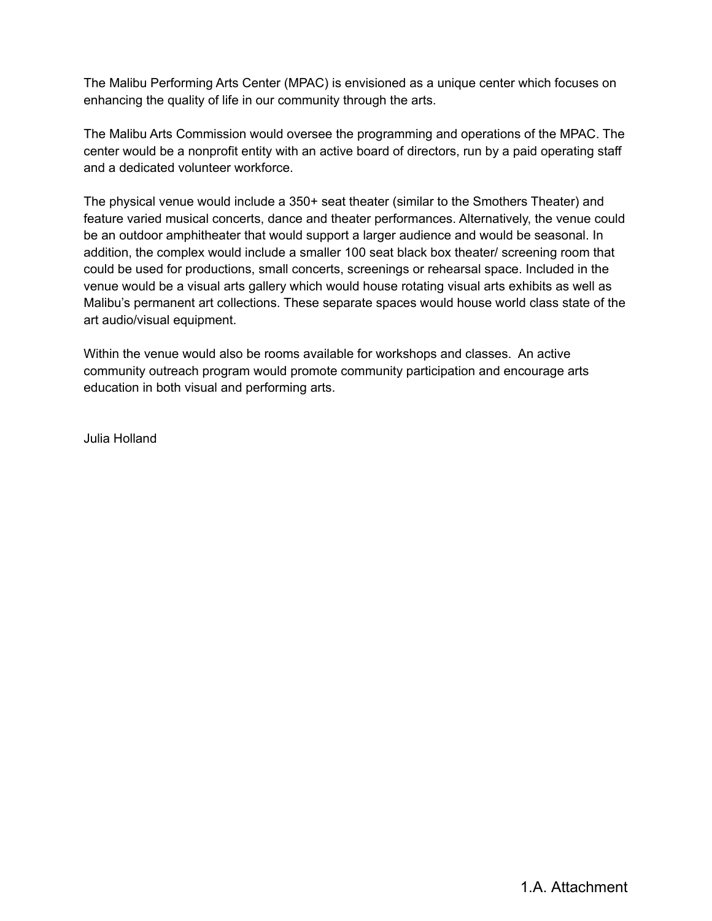The Malibu Performing Arts Center (MPAC) is envisioned as a unique center which focuses on enhancing the quality of life in our community through the arts.

The Malibu Arts Commission would oversee the programming and operations of the MPAC. The center would be a nonprofit entity with an active board of directors, run by a paid operating staff and a dedicated volunteer workforce.

The physical venue would include a 350+ seat theater (similar to the Smothers Theater) and feature varied musical concerts, dance and theater performances. Alternatively, the venue could be an outdoor amphitheater that would support a larger audience and would be seasonal. In addition, the complex would include a smaller 100 seat black box theater/ screening room that could be used for productions, small concerts, screenings or rehearsal space. Included in the venue would be a visual arts gallery which would house rotating visual arts exhibits as well as Malibu's permanent art collections. These separate spaces would house world class state of the art audio/visual equipment.

Within the venue would also be rooms available for workshops and classes. An active community outreach program would promote community participation and encourage arts education in both visual and performing arts.

Julia Holland

1.A. Attachment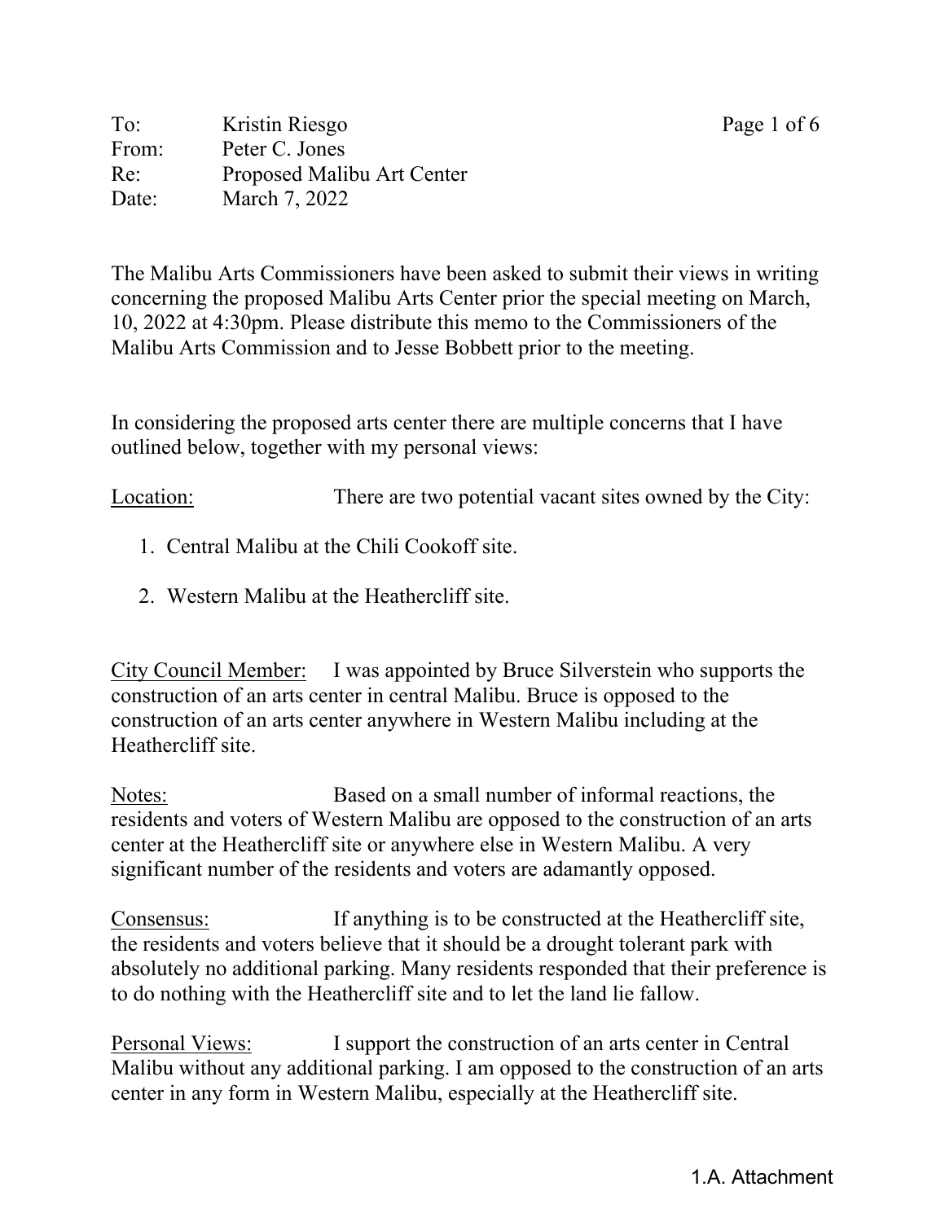To: Kristin Riesgo
From: Peter C. Jones
Re: Proposed Malibu Art Center
Date: March 7, 2022

The Malibu Arts Commissioners have been asked to submit their views in writing concerning the proposed Malibu Arts Center prior the special meeting on March, 10, 2022 at 4:30pm. Please distribute this memo to the Commissioners of the Malibu Arts Commission and to Jesse Bobbett prior to the meeting.

In considering the proposed arts center there are multiple concerns that I have outlined below, together with my personal views:

<u>Location:</u> There are two potential vacant sites owned by the City:

1. Central Malibu at the Chili Cookoff site.
2. Western Malibu at the Heathercliff site.

<u>City Council Member:</u> I was appointed by Bruce Silverstein who supports the construction of an arts center in central Malibu. Bruce is opposed to the construction of an arts center anywhere in Western Malibu including at the Heathercliff site.

<u>Notes:</u> Based on a small number of informal reactions, the residents and voters of Western Malibu are opposed to the construction of an arts center at the Heathercliff site or anywhere else in Western Malibu. A very significant number of the residents and voters are adamantly opposed.

<u>Consensus:</u> If anything is to be constructed at the Heathercliff site, the residents and voters believe that it should be a drought tolerant park with absolutely no additional parking. Many residents responded that their preference is to do nothing with the Heathercliff site and to let the land lie fallow.

<u>Personal Views:</u> I support the construction of an arts center in Central Malibu without any additional parking. I am opposed to the construction of an arts center in any form in Western Malibu, especially at the Heathercliff site.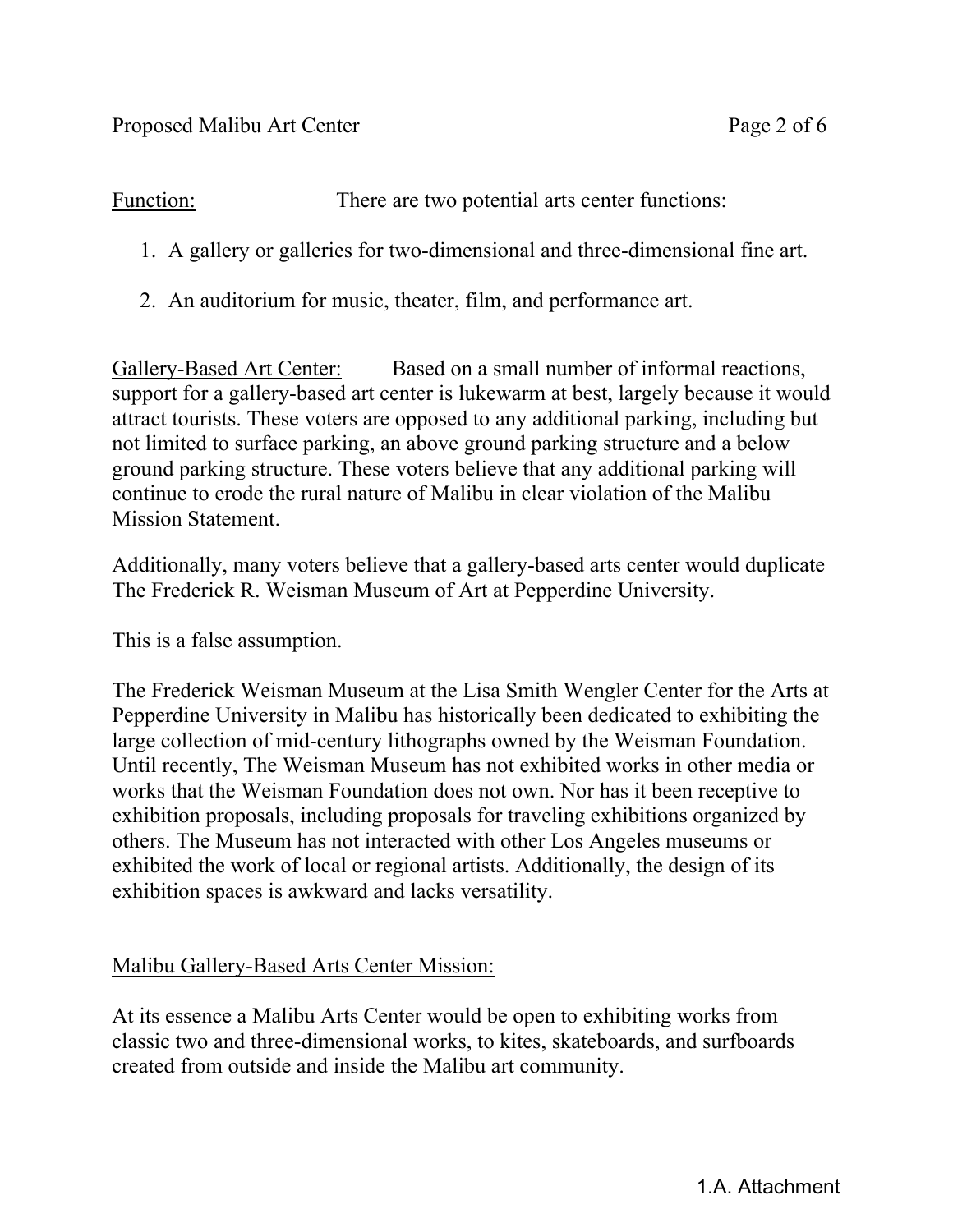Function: There are two potential arts center functions:

1. A gallery or galleries for two-dimensional and three-dimensional fine art.
2. An auditorium for music, theater, film, and performance art.

Gallery-Based Art Center: Based on a small number of informal reactions, support for a gallery-based art center is lukewarm at best, largely because it would attract tourists. These voters are opposed to any additional parking, including but not limited to surface parking, an above ground parking structure and a below ground parking structure. These voters believe that any additional parking will continue to erode the rural nature of Malibu in clear violation of the Malibu Mission Statement.

Additionally, many voters believe that a gallery-based arts center would duplicate The Frederick R. Weisman Museum of Art at Pepperdine University.

This is a false assumption.

The Frederick Weisman Museum at the Lisa Smith Wengler Center for the Arts at Pepperdine University in Malibu has historically been dedicated to exhibiting the large collection of mid-century lithographs owned by the Weisman Foundation. Until recently, The Weisman Museum has not exhibited works in other media or works that the Weisman Foundation does not own. Nor has it been receptive to exhibition proposals, including proposals for traveling exhibitions organized by others. The Museum has not interacted with other Los Angeles museums or exhibited the work of local or regional artists. Additionally, the design of its exhibition spaces is awkward and lacks versatility.

Malibu Gallery-Based Arts Center Mission:

At its essence a Malibu Arts Center would be open to exhibiting works from classic two and three-dimensional works, to kites, skateboards, and surfboards created from outside and inside the Malibu art community.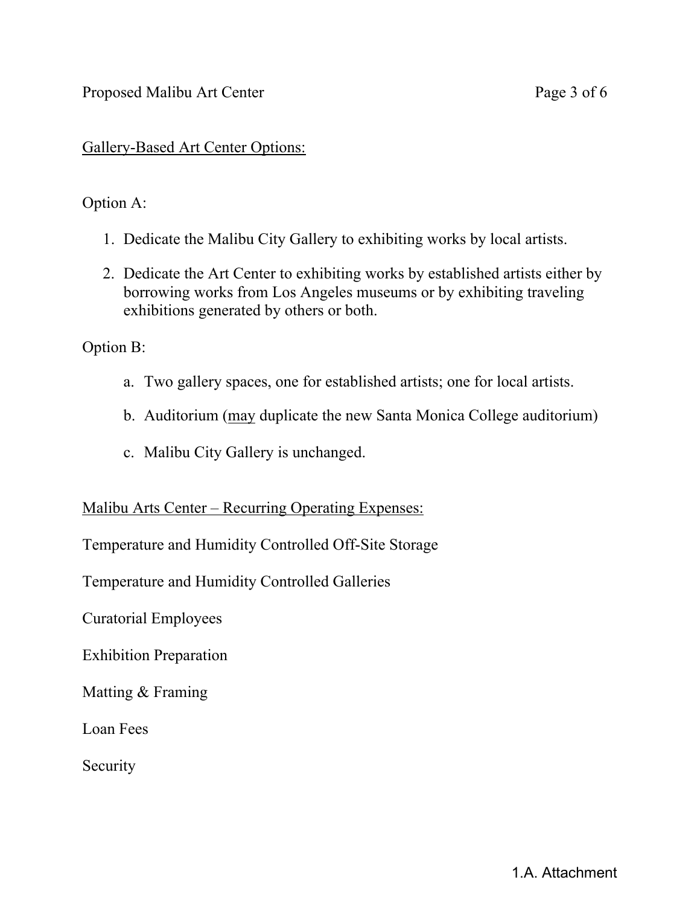<u>Gallery-Based Art Center Options:</u>

Option A:

1. Dedicate the Malibu City Gallery to exhibiting works by local artists.
2. Dedicate the Art Center to exhibiting works by established artists either by borrowing works from Los Angeles museums or by exhibiting traveling exhibitions generated by others or both.

Option B:

a. Two gallery spaces, one for established artists; one for local artists.

b. Auditorium (<u>may</u> duplicate the new Santa Monica College auditorium)

c. Malibu City Gallery is unchanged.

<u>Malibu Arts Center – Recurring Operating Expenses:</u>

Temperature and Humidity Controlled Off-Site Storage

Temperature and Humidity Controlled Galleries

Curatorial Employees

Exhibition Preparation

Matting & Framing

Loan Fees

Security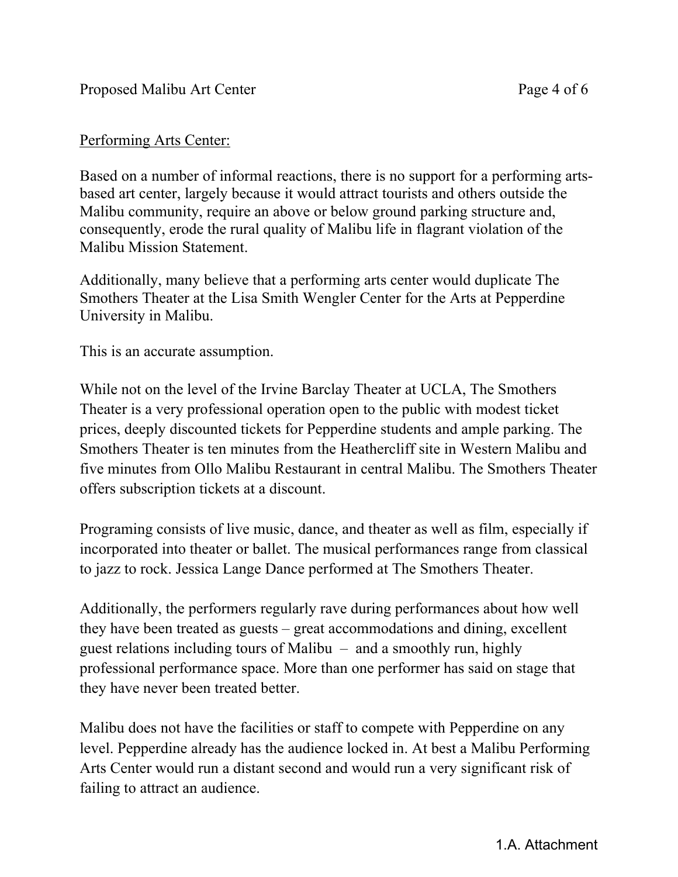Performing Arts Center:

Based on a number of informal reactions, there is no support for a performing arts-based art center, largely because it would attract tourists and others outside the Malibu community, require an above or below ground parking structure and, consequently, erode the rural quality of Malibu life in flagrant violation of the Malibu Mission Statement.

Additionally, many believe that a performing arts center would duplicate The Smothers Theater at the Lisa Smith Wengler Center for the Arts at Pepperdine University in Malibu.

This is an accurate assumption.

While not on the level of the Irvine Barclay Theater at UCLA, The Smothers Theater is a very professional operation open to the public with modest ticket prices, deeply discounted tickets for Pepperdine students and ample parking. The Smothers Theater is ten minutes from the Heathercliff site in Western Malibu and five minutes from Ollo Malibu Restaurant in central Malibu. The Smothers Theater offers subscription tickets at a discount.

Programing consists of live music, dance, and theater as well as film, especially if incorporated into theater or ballet. The musical performances range from classical to jazz to rock. Jessica Lange Dance performed at The Smothers Theater.

Additionally, the performers regularly rave during performances about how well they have been treated as guests – great accommodations and dining, excellent guest relations including tours of Malibu – and a smoothly run, highly professional performance space. More than one performer has said on stage that they have never been treated better.

Malibu does not have the facilities or staff to compete with Pepperdine on any level. Pepperdine already has the audience locked in. At best a Malibu Performing Arts Center would run a distant second and would run a very significant risk of failing to attract an audience.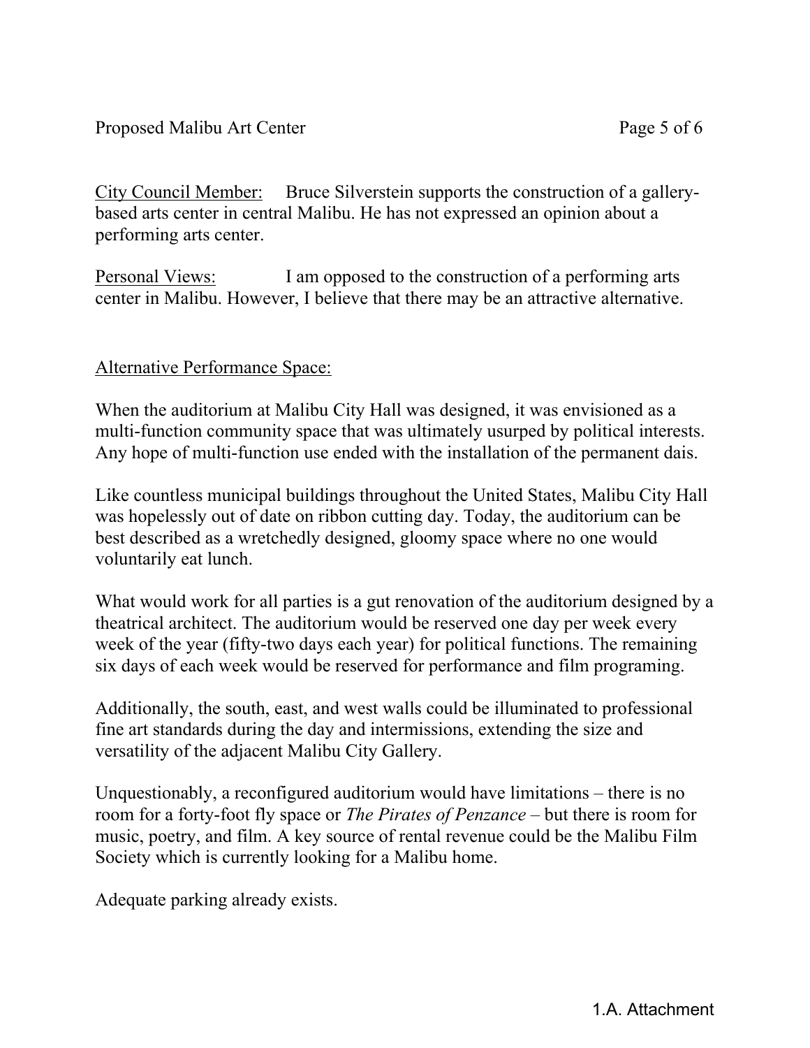<u>City Council Member:</u> Bruce Silverstein supports the construction of a gallery-based arts center in central Malibu. He has not expressed an opinion about a performing arts center.

<u>Personal Views:</u> I am opposed to the construction of a performing arts center in Malibu. However, I believe that there may be an attractive alternative.

<u>Alternative Performance Space:</u>

When the auditorium at Malibu City Hall was designed, it was envisioned as a multi-function community space that was ultimately usurped by political interests. Any hope of multi-function use ended with the installation of the permanent dais.

Like countless municipal buildings throughout the United States, Malibu City Hall was hopelessly out of date on ribbon cutting day. Today, the auditorium can be best described as a wretchedly designed, gloomy space where no one would voluntarily eat lunch.

What would work for all parties is a gut renovation of the auditorium designed by a theatrical architect. The auditorium would be reserved one day per week every week of the year (fifty-two days each year) for political functions. The remaining six days of each week would be reserved for performance and film programing.

Additionally, the south, east, and west walls could be illuminated to professional fine art standards during the day and intermissions, extending the size and versatility of the adjacent Malibu City Gallery.

Unquestionably, a reconfigured auditorium would have limitations – there is no room for a forty-foot fly space or *The Pirates of Penzance* – but there is room for music, poetry, and film. A key source of rental revenue could be the Malibu Film Society which is currently looking for a Malibu home.

Adequate parking already exists.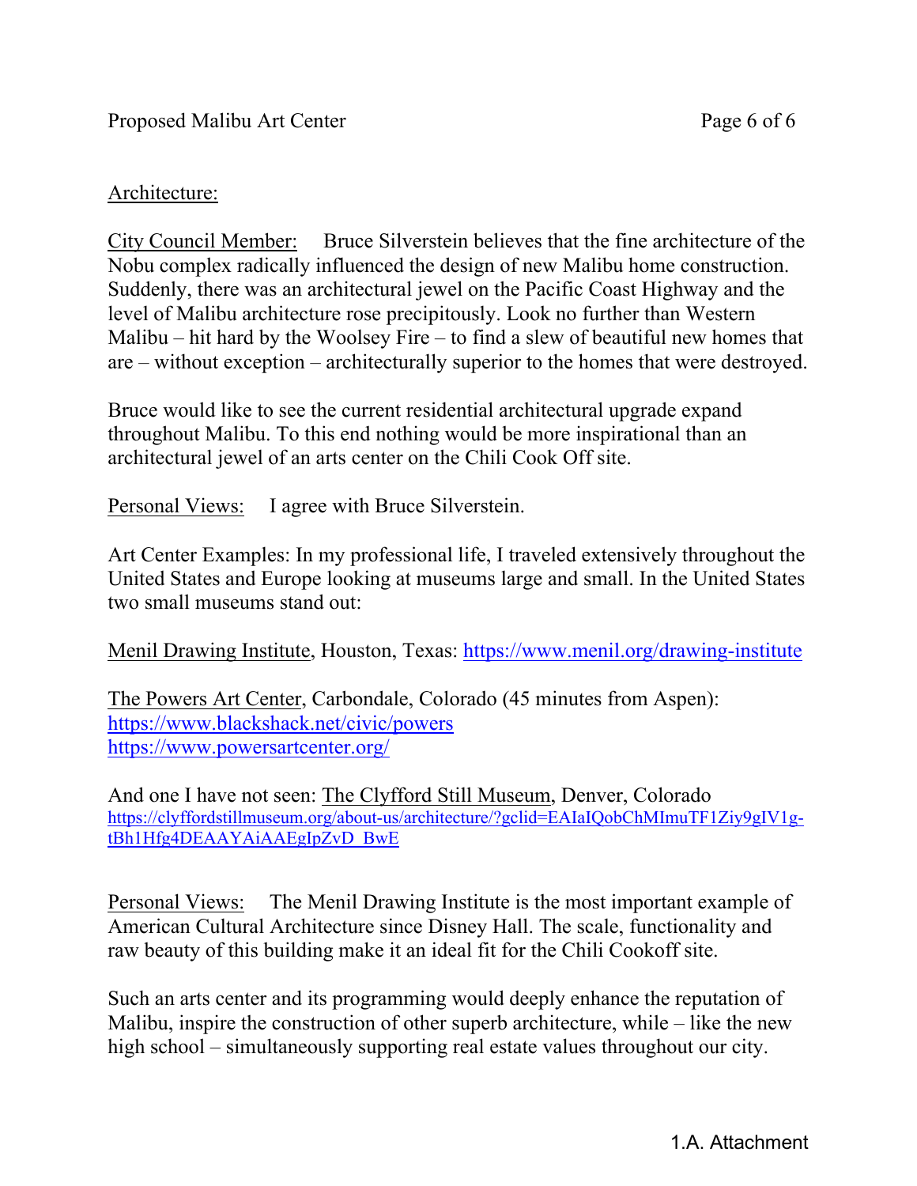Architecture:

City Council Member: Bruce Silverstein believes that the fine architecture of the Nobu complex radically influenced the design of new Malibu home construction. Suddenly, there was an architectural jewel on the Pacific Coast Highway and the level of Malibu architecture rose precipitously. Look no further than Western Malibu – hit hard by the Woolsey Fire – to find a slew of beautiful new homes that are – without exception – architecturally superior to the homes that were destroyed.

Bruce would like to see the current residential architectural upgrade expand throughout Malibu. To this end nothing would be more inspirational than an architectural jewel of an arts center on the Chili Cook Off site.

Personal Views: I agree with Bruce Silverstein.

Art Center Examples: In my professional life, I traveled extensively throughout the United States and Europe looking at museums large and small. In the United States two small museums stand out:

Menil Drawing Institute, Houston, Texas: https://www.menil.org/drawing-institute

The Powers Art Center, Carbondale, Colorado (45 minutes from Aspen):
https://www.blackshack.net/civic/powers
https://www.powersartcenter.org/

And one I have not seen: The Clyfford Still Museum, Denver, Colorado
https://clyffordstillmuseum.org/about-us/architecture/?gclid=EAIaIQobChMImuTF1Ziy9gIV1g-tBh1Hfg4DEAAYAiAAEgIpZvD_BwE

Personal Views: The Menil Drawing Institute is the most important example of American Cultural Architecture since Disney Hall. The scale, functionality and raw beauty of this building make it an ideal fit for the Chili Cookoff site.

Such an arts center and its programming would deeply enhance the reputation of Malibu, inspire the construction of other superb architecture, while – like the new high school – simultaneously supporting real estate values throughout our city.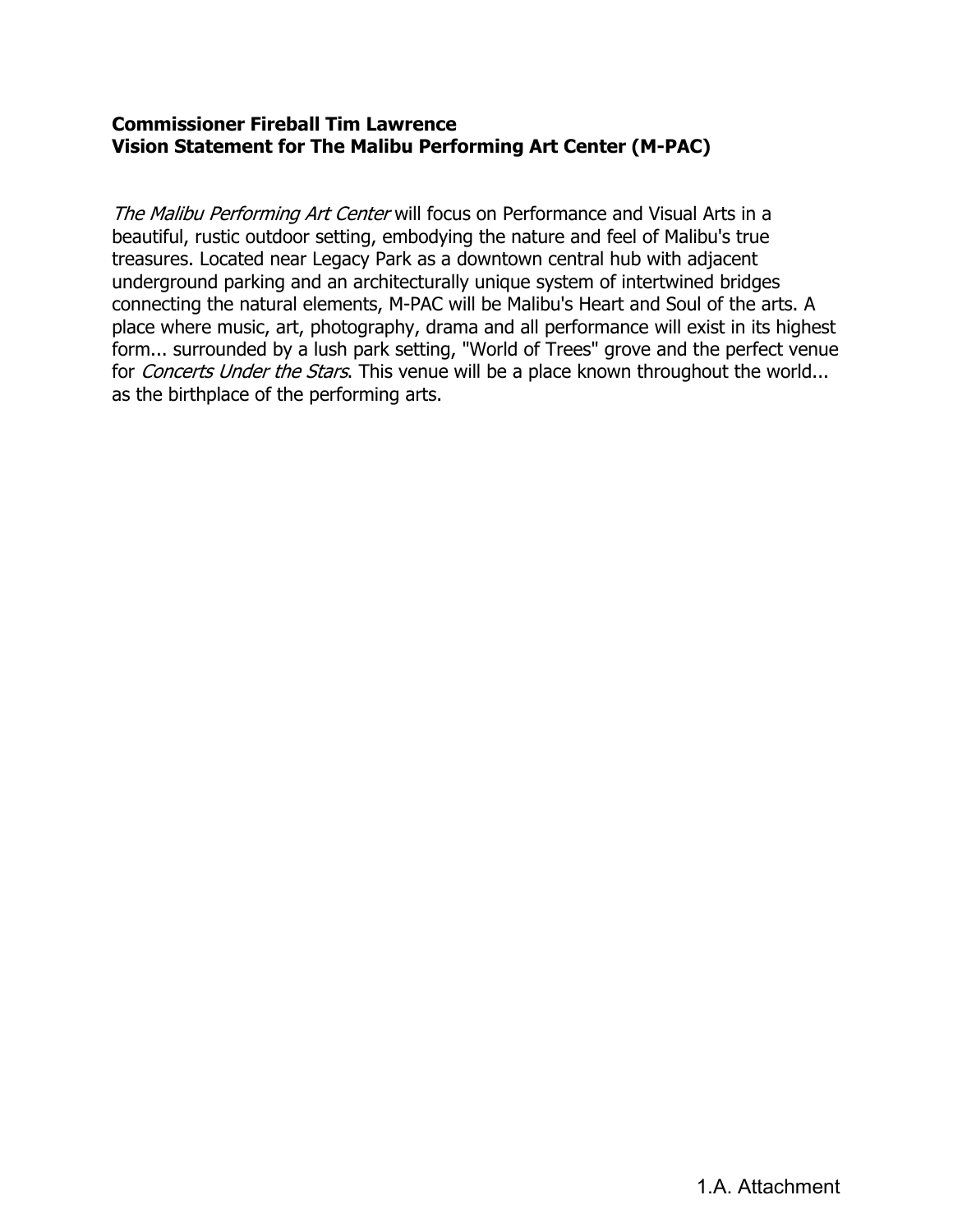**Commissioner Fireball Tim Lawrence**
**Vision Statement for The Malibu Performing Art Center (M-PAC)**

*The Malibu Performing Art Center* will focus on Performance and Visual Arts in a beautiful, rustic outdoor setting, embodying the nature and feel of Malibu's true treasures. Located near Legacy Park as a downtown central hub with adjacent underground parking and an architecturally unique system of intertwined bridges connecting the natural elements, M-PAC will be Malibu's Heart and Soul of the arts. A place where music, art, photography, drama and all performance will exist in its highest form... surrounded by a lush park setting, "World of Trees" grove and the perfect venue for *Concerts Under the Stars*. This venue will be a place known throughout the world... as the birthplace of the performing arts.

1.A. Attachment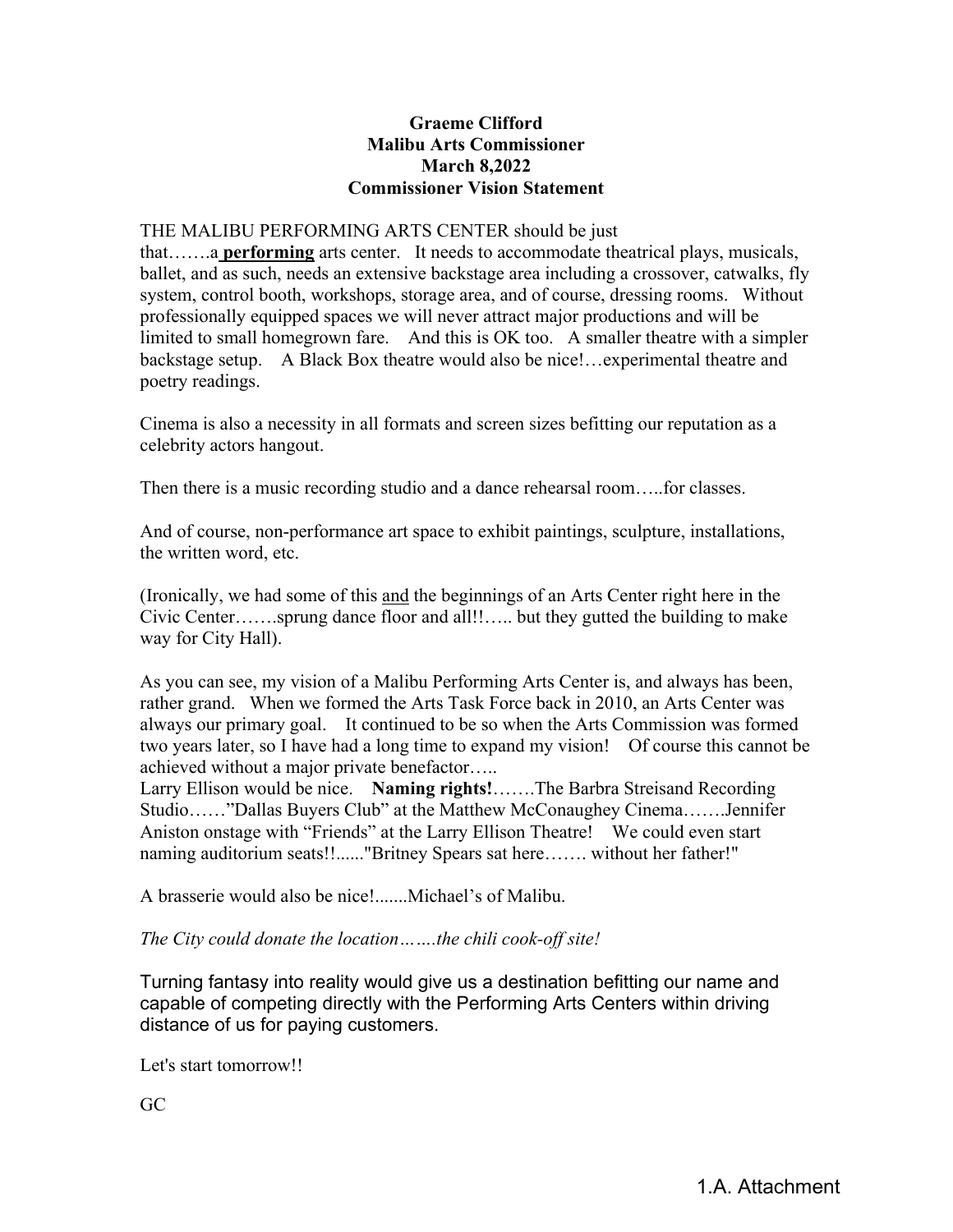**Graeme Clifford**
**Malibu Arts Commissioner**
**March 8,2022**
**Commissioner Vision Statement**

THE MALIBU PERFORMING ARTS CENTER should be just that…….a **performing** arts center. It needs to accommodate theatrical plays, musicals, ballet, and as such, needs an extensive backstage area including a crossover, catwalks, fly system, control booth, workshops, storage area, and of course, dressing rooms. Without professionally equipped spaces we will never attract major productions and will be limited to small homegrown fare. And this is OK too. A smaller theatre with a simpler backstage setup. A Black Box theatre would also be nice!…experimental theatre and poetry readings.

Cinema is also a necessity in all formats and screen sizes befitting our reputation as a celebrity actors hangout.

Then there is a music recording studio and a dance rehearsal room…..for classes.

And of course, non-performance art space to exhibit paintings, sculpture, installations, the written word, etc.

(Ironically, we had some of this and the beginnings of an Arts Center right here in the Civic Center…….sprung dance floor and all!!….. but they gutted the building to make way for City Hall).

As you can see, my vision of a Malibu Performing Arts Center is, and always has been, rather grand. When we formed the Arts Task Force back in 2010, an Arts Center was always our primary goal. It continued to be so when the Arts Commission was formed two years later, so I have had a long time to expand my vision! Of course this cannot be achieved without a major private benefactor…..
Larry Ellison would be nice. **Naming rights!**…….The Barbra Streisand Recording Studio……"Dallas Buyers Club" at the Matthew McConaughey Cinema…….Jennifer Aniston onstage with "Friends" at the Larry Ellison Theatre! We could even start naming auditorium seats!!......"Britney Spears sat here……. without her father!"

A brasserie would also be nice!.......Michael's of Malibu.

*The City could donate the location…….the chili cook-off site!*

Turning fantasy into reality would give us a destination befitting our name and capable of competing directly with the Performing Arts Centers within driving distance of us for paying customers.

Let's start tomorrow!!

GC

1.A. Attachment